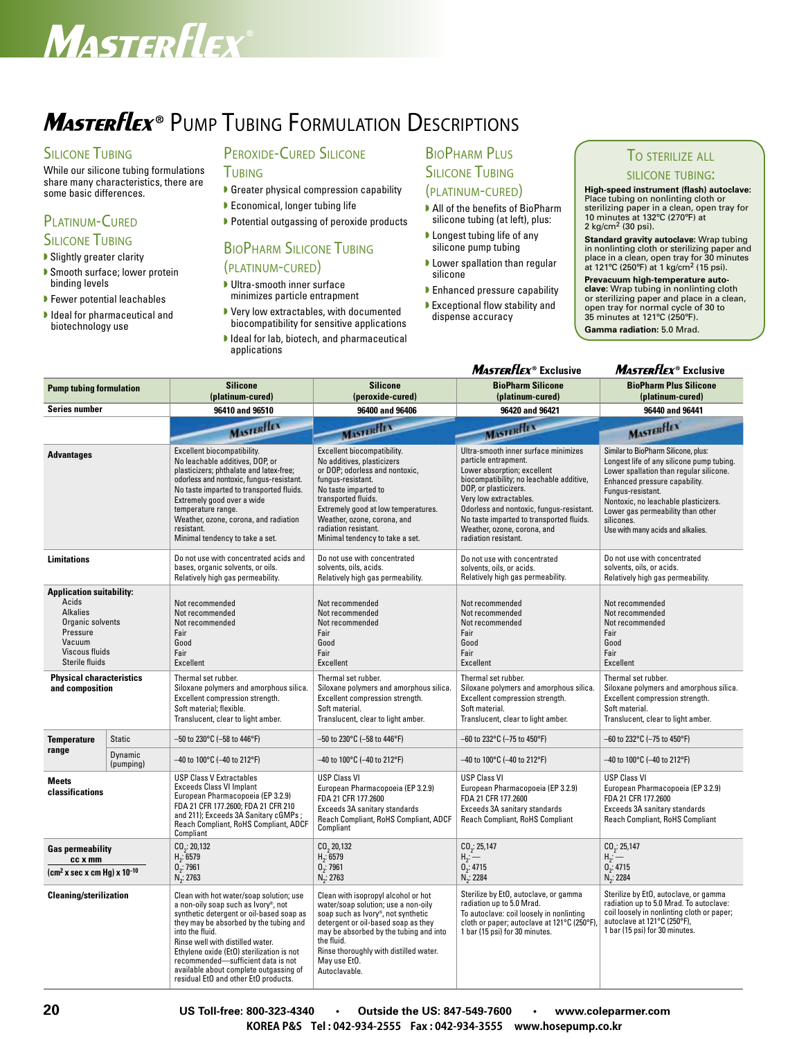# Masterflex® Pump Tubing Formulation Descriptions

## Silicone Tubing

While our silicone tubing formulations share many characteristics, there are some basic differences.

## Platinum-Cured Silicone Tubing

- Slightly greater clarity
- Smooth surface; lower protein binding levels
- Fewer potential leachables
- Ideal for pharmaceutical and biotechnology use

## Peroxide-Cured Silicone Tubing

- Greater physical compression capability
- Economical, longer tubing life
- Potential outgassing of peroxide products

## BioPharm Silicone Tubing (platinum-cured)

- Ultra-smooth inner surface minimizes particle entrapment
- Very low extractables, with documented biocompatibility for sensitive applications
- Ideal for lab, biotech, and pharmaceutical applications

## BioPharm Plus Silicone Tubing (platinum-cured)

- All of the benefits of BioPharm silicone tubing (at left), plus:
- Longest tubing life of any silicone pump tubing
- Lower spallation than regular silicone
- Enhanced pressure capability
- Exceptional flow stability and dispense accuracy

## To sterilize all silicone tubing:

**High-speed instrument (flash) autoclave:** Place tubing on nonlinting cloth or sterilizing paper in a clean, open tray for 10 minutes at 132°C (270°F) at 2 kg/cm$^2$ (30 psi).

**Standard gravity autoclave:** Wrap tubing in nonlinting cloth or sterilizing paper and place in a clean, open tray for 30 minutes at 121°C (250°F) at 1 kg/cm$^2$ (15 psi).

**Prevacuum high-temperature autoclave:** Wrap tubing in nonlinting cloth or sterilizing paper and place in a clean, open tray for normal cycle of 30 to 35 minutes at 121°C (250°F).

**Gamma radiation:** 5.0 Mrad.

| Pump tubing formulation | | Silicone (platinum-cured) | Silicone (peroxide-cured) | BioPharm Silicone (platinum-cured) — Masterflex® Exclusive | BioPharm Plus Silicone (platinum-cured) — Masterflex® Exclusive |
|---|---|---|---|---|---|
| **Series number** | | 96410 and 96510 | 96400 and 96406 | 96420 and 96421 | 96440 and 96441 |
| **Advantages** | | Excellent biocompatibility. No leachable additives, DOP, or plasticizers; phthalate and latex-free; odorless and nontoxic, fungus-resistant. No taste imparted to transported fluids. Extremely good over a wide temperature range. Weather, ozone, corona, and radiation resistant. Minimal tendency to take a set. | Excellent biocompatibility. No additives, plasticizers or DOP; odorless and nontoxic, fungus-resistant. No taste imparted to transported fluids. Extremely good at low temperatures. Weather, ozone, corona, and radiation resistant. Minimal tendency to take a set. | Ultra-smooth inner surface minimizes particle entrapment. Lower absorption; excellent biocompatibility; no leachable additive, DOP, or plasticizers. Very low extractables. Odorless and nontoxic, fungus-resistant. No taste imparted to transported fluids. Weather, ozone, corona, and radiation resistant. | Similar to BioPharm Silicone, plus: Longest life of any silicone pump tubing. Lower spallation than regular silicone. Enhanced pressure capability. Fungus-resistant. Nontoxic, no leachable plasticizers. Lower gas permeability than other silicones. Use with many acids and alkalies. |
| **Limitations** | | Do not use with concentrated acids and bases, organic solvents, or oils. Relatively high gas permeability. | Do not use with concentrated solvents, oils, acids. Relatively high gas permeability. | Do not use with concentrated solvents, oils, or acids. Relatively high gas permeability. | Do not use with concentrated solvents, oils, or acids. Relatively high gas permeability. |
| **Application suitability:** | | | | | |
| Acids | | Not recommended | Not recommended | Not recommended | Not recommended |
| Alkalies | | Not recommended | Not recommended | Not recommended | Not recommended |
| Organic solvents | | Not recommended | Not recommended | Not recommended | Not recommended |
| Pressure | | Fair | Fair | Fair | Fair |
| Vacuum | | Good | Good | Good | Good |
| Viscous fluids | | Fair | Fair | Fair | Fair |
| Sterile fluids | | Excellent | Excellent | Excellent | Excellent |
| **Physical characteristics and composition** | | Thermal set rubber. Siloxane polymers and amorphous silica. Excellent compression strength. Soft material; flexible. Translucent, clear to light amber. | Thermal set rubber. Siloxane polymers and amorphous silica. Excellent compression strength. Soft material. Translucent, clear to light amber. | Thermal set rubber. Siloxane polymers and amorphous silica. Excellent compression strength. Soft material. Translucent, clear to light amber. | Thermal set rubber. Siloxane polymers and amorphous silica. Excellent compression strength. Soft material. Translucent, clear to light amber. |
| **Temperature range** | Static | –50 to 230°C (–58 to 446°F) | –50 to 230°C (–58 to 446°F) | –60 to 232°C (–75 to 450°F) | –60 to 232°C (–75 to 450°F) |
| | Dynamic (pumping) | –40 to 100°C (–40 to 212°F) | –40 to 100°C (–40 to 212°F) | –40 to 100°C (–40 to 212°F) | –40 to 100°C (–40 to 212°F) |
| **Meets classifications** | | USP Class V Extractables. Exceeds Class VI Implant. European Pharmacopoeia (EP 3.2.9). FDA 21 CFR 177.2600; FDA 21 CFR 210 and 211); Exceeds 3A Sanitary cGMPs; Reach Compliant, RoHS Compliant, ADCF Compliant | USP Class VI. European Pharmacopoeia (EP 3.2.9). FDA 21 CFR 177.2600. Exceeds 3A sanitary standards. Reach Compliant, RoHS Compliant, ADCF Compliant | USP Class VI. European Pharmacopoeia (EP 3.2.9). FDA 21 CFR 177.2600. Exceeds 3A sanitary standards. Reach Compliant, RoHS Compliant | USP Class VI. European Pharmacopoeia (EP 3.2.9). FDA 21 CFR 177.2600. Exceeds 3A sanitary standards. Reach Compliant, RoHS Compliant |
| **Gas permeability** $\frac{cc \times mm}{(cm^2 \times sec \times cm\ Hg) \times 10^{-10}}$ | | $CO_2$: 20,132; $H_2$: 6579; $O_2$: 7961; $N_2$: 2763 | $CO_2$ 20,132; $H_2$: 6579; $O_2$: 7961; $N_2$: 2763 | $CO_2$: 25,147; $H_2$: —; $O_2$: 4715; $N_2$: 2284 | $CO_2$: 25,147; $H_2$: —; $O_2$: 4715; $N_2$: 2284 |
| **Cleaning/sterilization** | | Clean with hot water/soap solution; use a non-oily soap such as Ivory®, not synthetic detergent or oil-based soap as they may be absorbed by the tubing and into the fluid. Rinse well with distilled water. Ethylene oxide (EtO) sterilization is not recommended—sufficient data is not available about complete outgassing of residual EtO and other EtO products. | Clean with isopropyl alcohol or hot water/soap solution; use a non-oily soap such as Ivory®, not synthetic detergent or oil-based soap as they may be absorbed by the tubing and into the fluid. Rinse thoroughly with distilled water. May use EtO. Autoclavable. | Sterilize by EtO, autoclave, or gamma radiation up to 5.0 Mrad. To autoclave: coil loosely in nonlinting cloth or paper; autoclave at 121°C (250°F), 1 bar (15 psi) for 30 minutes. | Sterilize by EtO, autoclave, or gamma radiation up to 5.0 Mrad. To autoclave: coil loosely in nonlinting cloth or paper; autoclave at 121°C (250°F), 1 bar (15 psi) for 30 minutes. |

US Toll-free: 800-323-4340 • Outside the US: 847-549-7600 • www.coleparmer.com

KOREA P&S Tel : 042-934-2555 Fax : 042-934-3555 www.hosepump.co.kr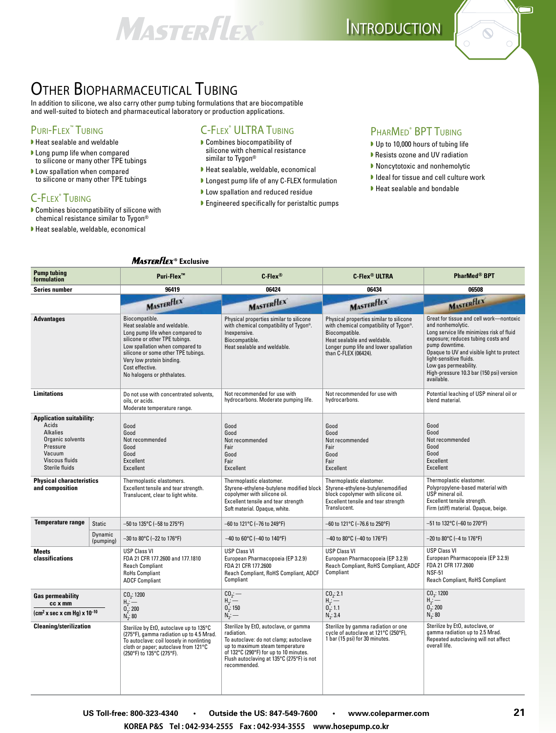# Other Biopharmaceutical Tubing

In addition to silicone, we also carry other pump tubing formulations that are biocompatible and well-suited to biotech and pharmaceutical laboratory or production applications.

## Puri-Flex™ Tubing

- Heat sealable and weldable
- Long pump life when compared to silicone or many other TPE tubings
- Low spallation when compared to silicone or many other TPE tubings

## C-Flex® Tubing

- Combines biocompatibility of silicone with chemical resistance similar to Tygon®
- Heat sealable, weldable, economical

## C-Flex® ULTRA Tubing

- Combines biocompatibility of silicone with chemical resistance similar to Tygon®
- Heat sealable, weldable, economical
- Longest pump life of any C-FLEX formulation
- Low spallation and reduced residue
- Engineered specifically for peristaltic pumps

## PharMed® BPT Tubing

- Up to 10,000 hours of tubing life
- Resists ozone and UV radiation
- Noncytotoxic and nonhemolytic
- Ideal for tissue and cell culture work
- Heat sealable and bondable

**Masterflex® Exclusive**

| Pump tubing formulation | | Puri-Flex™ | C-Flex® | C-Flex® ULTRA | PharMed® BPT |
|---|---|---|---|---|---|
| **Series number** | | 96419 | 06424 | 06434 | 06508 |
| **Advantages** | | Biocompatible. Heat sealable and weldable. Long pump life when compared to silicone or other TPE tubings. Low spallation when compared to silicone or some other TPE tubings. Very low protein binding. Cost effective. No halogens or phthalates. | Physical properties similar to silicone with chemical compatibility of Tygon®. Inexpensive. Biocompatible. Heat sealable and weldable. | Physical properties similar to silicone with chemical compatibility of Tygon®. Biocompatible. Heat sealable and weldable. Longer pump life and lower spallation than C-FLEX (06424). | Great for tissue and cell work—nontoxic and nonhemolytic. Long service life minimizes risk of fluid exposure; reduces tubing costs and pump downtime. Opaque to UV and visible light to protect light-sensitive fluids. Low gas permeability. High-pressure 10.3 bar (150 psi) version available. |
| **Limitations** | | Do not use with concentrated solvents, oils, or acids. Moderate temperature range. | Not recommended for use with hydrocarbons. Moderate pumping life. | Not recommended for use with hydrocarbons. | Potential leaching of USP mineral oil or blend material. |
| **Application suitability:** | | | | | |
| Acids | | Good | Good | Good | Good |
| Alkalies | | Good | Good | Good | Good |
| Organic solvents | | Not recommended | Not recommended | Not recommended | Not recommended |
| Pressure | | Good | Fair | Fair | Good |
| Vacuum | | Good | Good | Good | Good |
| Viscous fluids | | Excellent | Fair | Fair | Excellent |
| Sterile fluids | | Excellent | Excellent | Excellent | Excellent |
| **Physical characteristics and composition** | | Thermoplastic elastomers. Excellent tensile and tear strength. Translucent, clear to light white. | Thermoplastic elastomer. Styrene-ethylene-butylene modified block copolymer with silicone oil. Excellent tensile and tear strength Soft material. Opaque, white. | Thermoplastic elastomer. Styrene-ethylene-butylenemodified block copolymer with silicone oil. Excellent tensile and tear strength Translucent. | Thermoplastic elastomer. Polypropylene-based material with USP mineral oil. Excellent tensile strength. Firm (stiff) material. Opaque, beige. |
| **Temperature range** | Static | –50 to 135°C (–58 to 275°F) | –60 to 121°C (–76 to 249°F) | –60 to 121°C (–76.6 to 250°F) | –51 to 132°C (–60 to 270°F) |
| | Dynamic (pumping) | –30 to 80°C (–22 to 176°F) | –40 to 60°C (–40 to 140°F) | –40 to 80°C (–40 to 176°F) | –20 to 80°C (–4 to 176°F) |
| **Meets classifications** | | USP Class VI FDA 21 CFR 177.2600 and 177.1810 Reach Compliant RoHs Compliant ADCF Compliant | USP Class VI European Pharmacopoeia (EP 3.2.9) FDA 21 CFR 177.2600 Reach Compliant, RoHS Compliant, ADCF Compliant | USP Class VI European Pharmacopoeia (EP 3.2.9) Reach Compliant, RoHS Compliant, ADCF Compliant | USP Class VI European Pharmacopoeia (EP 3.2.9) FDA 21 CFR 177.2600 NSF-51 Reach Compliant, RoHS Compliant |
| **Gas permeability** cc x mm / ($cm^2$ x sec x cm Hg) x $10^{-10}$ | | $CO_2$: 1200 $H_2$: — $O_2$: 200 $N_2$: 80 | $CO_2$: — $H_2$: — $O_2$: 150 $N_2$: — | $CO_2$: 2.1 $H_2$: — $O_2$: 1.1 $N_2$: 3.4 | $CO_2$: 1200 $H_2$: — $O_2$: 200 $N_2$: 80 |
| **Cleaning/sterilization** | | Sterilize by EtO, autoclave up to 135°C (275°F), gamma radiation up to 4.5 Mrad. To autoclave: coil loosely in nonlinting cloth or paper; autoclave from 121°C (250°F) to 135°C (275°F). | Sterilize by EtO, autoclave, or gamma radiation. To autoclave: do not clamp; autoclave up to maximum steam temperature of 132°C (290°F) for up to 10 minutes. Flush autoclaving at 135°C (275°F) is not recommended. | Sterilize by gamma radiation or one cycle of autoclave at 121°C (250°F), 1 bar (15 psi) for 30 minutes. | Sterilize by EtO, autoclave, or gamma radiation up to 2.5 Mrad. Repeated autoclaving will not affect overall life. |

US Toll-free: 800-323-4340 • Outside the US: 847-549-7600 • www.coleparmer.com

KOREA P&S Tel : 042-934-2555 Fax : 042-934-3555 www.hosepump.co.kr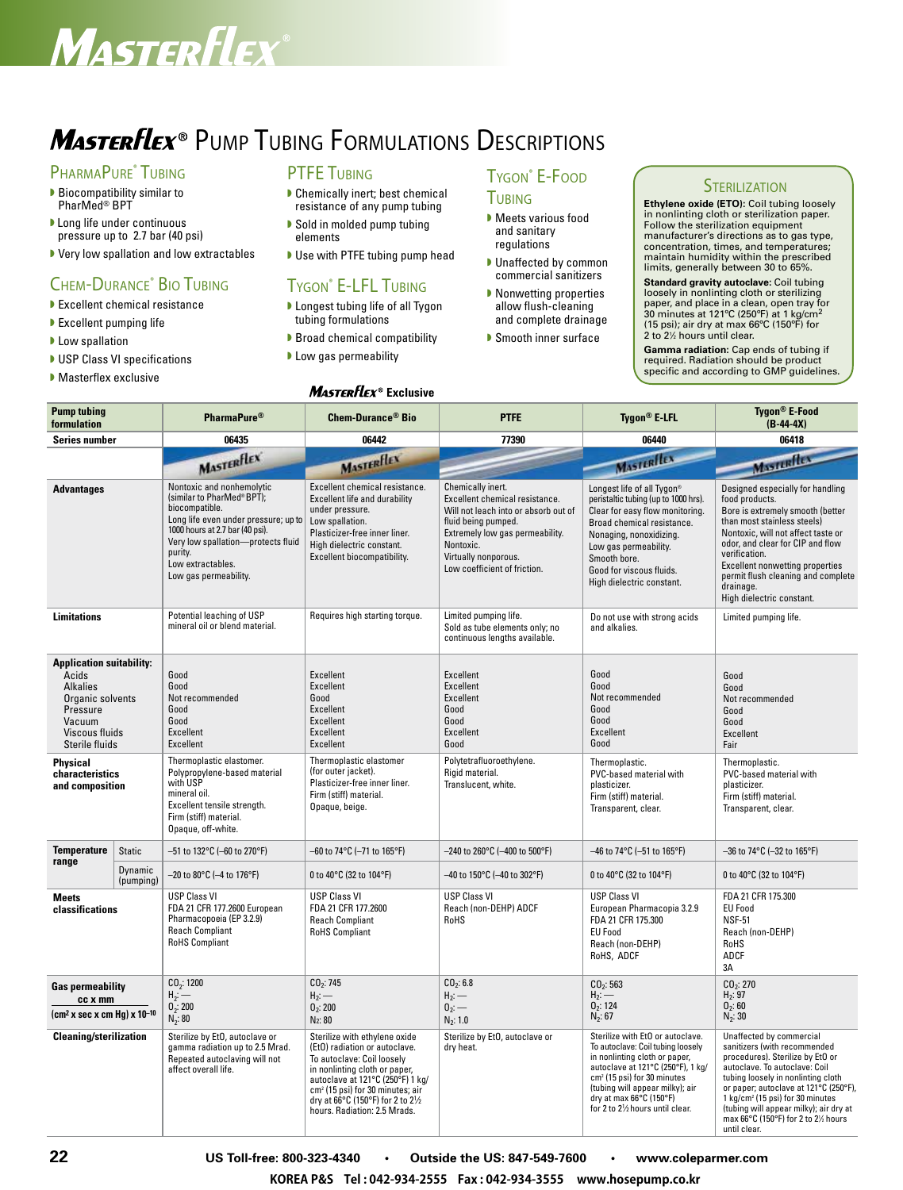# Masterflex® Pump Tubing Formulations Descriptions

## PharmaPure® Tubing

- Biocompatibility similar to PharMed® BPT
- Long life under continuous pressure up to 2.7 bar (40 psi)
- Very low spallation and low extractables

## Chem-Durance® Bio Tubing

- Excellent chemical resistance
- Excellent pumping life
- Low spallation
- USP Class VI specifications
- Masterflex exclusive

## PTFE Tubing

- Chemically inert; best chemical resistance of any pump tubing
- Sold in molded pump tubing elements
- Use with PTFE tubing pump head

## Tygon® E-LFL Tubing

- Longest tubing life of all Tygon tubing formulations
- Broad chemical compatibility
- Low gas permeability

## Tygon® E-Food Tubing

- Meets various food and sanitary regulations
- Unaffected by common commercial sanitizers
- Nonwetting properties allow flush-cleaning and complete drainage
- Smooth inner surface

## Sterilization

**Ethylene oxide (ETO):** Coil tubing loosely in nonlinting cloth or sterilization paper. Follow the sterilization equipment manufacturer's directions as to gas type, concentration, times, and temperatures; maintain humidity within the prescribed limits, generally between 30 to 65%.

**Standard gravity autoclave:** Coil tubing loosely in nonlinting cloth or sterilizing paper, and place in a clean, open tray for 30 minutes at 121°C (250°F) at 1 kg/cm² (15 psi); air dry at max 66°C (150°F) for 2 to 2½ hours until clear.

**Gamma radiation:** Cap ends of tubing if required. Radiation should be product specific and according to GMP guidelines.

| Pump tubing formulation | | PharmaPure® | Chem-Durance® Bio (Masterflex® Exclusive) | PTFE | Tygon® E-LFL | Tygon® E-Food (B-44-4X) |
|---|---|---|---|---|---|---|
| Series number | | 06435 | 06442 | 77390 | 06440 | 06418 |
| Advantages | | Nontoxic and nonhemolytic (similar to PharMed® BPT); biocompatible. Long life even under pressure; up to 1000 hours at 2.7 bar (40 psi). Very low spallation—protects fluid purity. Low extractables. Low gas permeability. | Excellent chemical resistance. Excellent life and durability under pressure. Low spallation. Plasticizer-free inner liner. High dielectric constant. Excellent biocompatibility. | Chemically inert. Excellent chemical resistance. Will not leach into or absorb out of fluid being pumped. Extremely low gas permeability. Nontoxic. Virtually nonporous. Low coefficient of friction. | Longest life of all Tygon® peristaltic tubing (up to 1000 hrs). Clear for easy flow monitoring. Broad chemical resistance. Nonaging, nonoxidizing. Low gas permeability. Smooth bore. Good for viscous fluids. High dielectric constant. | Designed especially for handling food products. Bore is extremely smooth (better than most stainless steels) Nontoxic, will not affect taste or odor, and clear for CIP and flow verification. Excellent nonwetting properties permit flush cleaning and complete drainage. High dielectric constant. |
| Limitations | | Potential leaching of USP mineral oil or blend material. | Requires high starting torque. | Limited pumping life. Sold as tube elements only; no continuous lengths available. | Do not use with strong acids and alkalies. | Limited pumping life. |
| Application suitability: | | | | | | |
| Acids | | Good | Excellent | Excellent | Good | Good |
| Alkalies | | Good | Excellent | Excellent | Good | Good |
| Organic solvents | | Not recommended | Good | Excellent | Not recommended | Not recommended |
| Pressure | | Good | Excellent | Good | Good | Good |
| Vacuum | | Good | Excellent | Good | Good | Good |
| Viscous fluids | | Excellent | Excellent | Excellent | Excellent | Excellent |
| Sterile fluids | | Excellent | Excellent | Good | Good | Fair |
| Physical characteristics and composition | | Thermoplastic elastomer. Polypropylene-based material with USP mineral oil. Excellent tensile strength. Firm (stiff) material. Opaque, off-white. | Thermoplastic elastomer (for outer jacket). Plasticizer-free inner liner. Firm (stiff) material. Opaque, beige. | Polytetrafluoroethylene. Rigid material. Translucent, white. | Thermoplastic. PVC-based material with plasticizer. Firm (stiff) material. Transparent, clear. | Thermoplastic. PVC-based material with plasticizer. Firm (stiff) material. Transparent, clear. |
| Temperature range | Static | –51 to 132°C (–60 to 270°F) | –60 to 74°C (–71 to 165°F) | –240 to 260°C (–400 to 500°F) | –46 to 74°C (–51 to 165°F) | –36 to 74°C (–32 to 165°F) |
| | Dynamic (pumping) | –20 to 80°C (–4 to 176°F) | 0 to 40°C (32 to 104°F) | –40 to 150°C (–40 to 302°F) | 0 to 40°C (32 to 104°F) | 0 to 40°C (32 to 104°F) |
| Meets classifications | | USP Class VI; FDA 21 CFR 177.2600 European Pharmacopoeia (EP 3.2.9); Reach Compliant; RoHS Compliant | USP Class VI; FDA 21 CFR 177.2600; Reach Compliant; RoHS Compliant | USP Class VI; Reach (non-DEHP) ADCF; RoHS | USP Class VI; European Pharmacopia 3.2.9; FDA 21 CFR 175.300; EU Food; Reach (non-DEHP); RoHS, ADCF | FDA 21 CFR 175.300; EU Food; NSF-51; Reach (non-DEHP); RoHS; ADCF; 3A |
| Gas permeability cc x mm / (cm² x sec x cm Hg) x 10⁻¹⁰ | | $CO_2$: 1200; $H_2$: —; $O_2$: 200; $N_2$: 80 | $CO_2$: 745; $H_2$: —; $O_2$: 200; $N_2$: 80 | $CO_2$: 6.8; $H_2$: —; $O_2$: —; $N_2$: 1.0 | $CO_2$: 563; $H_2$: —; $O_2$: 124; $N_2$: 67 | $CO_2$: 270; $H_2$: 97; $O_2$: 60; $N_2$: 30 |
| Cleaning/sterilization | | Sterilize by EtO, autoclave or gamma radiation up to 2.5 Mrad. Repeated autoclaving will not affect overall life. | Sterilize with ethylene oxide (EtO) radiation or autoclave. To autoclave: Coil loosely in nonlinting cloth or paper, autoclave at 121°C (250°F) 1 kg/cm² (15 psi) for 30 minutes; air dry at 66°C (150°F) for 2 to 2½ hours. Radiation: 2.5 Mrads. | Sterilize by EtO, autoclave or dry heat. | Sterilize with EtO or autoclave. To autoclave: Coil tubing loosely in nonlinting cloth or paper, autoclave at 121°C (250°F), 1 kg/cm² (15 psi) for 30 minutes (tubing will appear milky); air dry at max 66°C (150°F) for 2 to 2½ hours until clear. | Unaffected by commercial sanitizers (with recommended procedures). Sterilize by EtO or autoclave. To autoclave: Coil tubing loosely in nonlinting cloth or paper; autoclave at 121°C (250°F), 1 kg/cm² (15 psi) for 30 minutes (tubing will appear milky); air dry at max 66°C (150°F) for 2 to 2½ hours until clear. |

US Toll-free: 800-323-4340 • Outside the US: 847-549-7600 • www.coleparmer.com

KOREA P&S Tel : 042-934-2555 Fax : 042-934-3555 www.hosepump.co.kr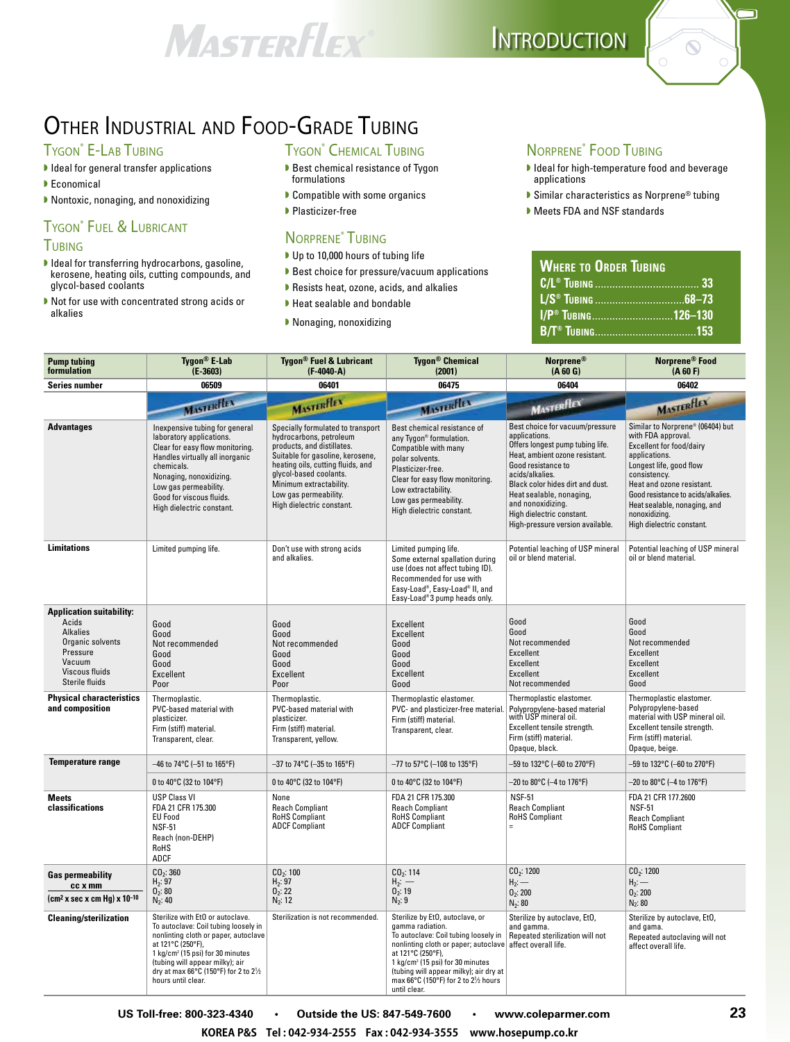# Other Industrial and Food-Grade Tubing

## Tygon® E-Lab Tubing

- Ideal for general transfer applications
- Economical
- Nontoxic, nonaging, and nonoxidizing

## Tygon® Fuel & Lubricant Tubing

- Ideal for transferring hydrocarbons, gasoline, kerosene, heating oils, cutting compounds, and glycol-based coolants
- Not for use with concentrated strong acids or alkalies

## Tygon® Chemical Tubing

- Best chemical resistance of Tygon formulations
- Compatible with some organics
- Plasticizer-free

## Norprene® Tubing

- Up to 10,000 hours of tubing life
- Best choice for pressure/vacuum applications
- Resists heat, ozone, acids, and alkalies
- Heat sealable and bondable
- Nonaging, nonoxidizing

## Norprene® Food Tubing

- Ideal for high-temperature food and beverage applications
- Similar characteristics as Norprene® tubing
- Meets FDA and NSF standards

### Where to Order Tubing

- C/L® Tubing .................................... 33
- L/S® Tubing ...............................68–73
- I/P® Tubing............................126–130
- B/T® Tubing..................................153

| Pump tubing formulation | Tygon® E-Lab (E-3603) | Tygon® Fuel & Lubricant (F-4040-A) | Tygon® Chemical (2001) | Norprene® (A 60 G) | Norprene® Food (A 60 F) |
|---|---|---|---|---|---|
| Series number | 06509 | 06401 | 06475 | 06404 | 06402 |
| Advantages | Inexpensive tubing for general laboratory applications. Clear for easy flow monitoring. Handles virtually all inorganic chemicals. Nonaging, nonoxidizing. Low gas permeability. Good for viscous fluids. High dielectric constant. | Specially formulated to transport hydrocarbons, petroleum products, and distillates. Suitable for gasoline, kerosene, heating oils, cutting fluids, and glycol-based coolants. Minimum extractability. Low gas permeability. High dielectric constant. | Best chemical resistance of any Tygon® formulation. Compatible with many polar solvents. Plasticizer-free. Clear for easy flow monitoring. Low extractability. Low gas permeability. High dielectric constant. | Best choice for vacuum/pressure applications. Offers longest pump tubing life. Heat, ambient ozone resistant. Good resistance to acids/alkalies. Black color hides dirt and dust. Heat sealable, nonaging, and nonoxidizing. High dielectric constant. High-pressure version available. | Similar to Norprene® (06404) but with FDA approval. Excellent for food/dairy applications. Longest life, good flow consistency. Heat and ozone resistant. Good resistance to acids/alkalies. Heat sealable, nonaging, and nonoxidizing. High dielectric constant. |
| Limitations | Limited pumping life. | Don't use with strong acids and alkalies. | Limited pumping life. Some external spallation during use (does not affect tubing ID). Recommended for use with Easy-Load®, Easy-Load® II, and Easy-Load® 3 pump heads only. | Potential leaching of USP mineral oil or blend material. | Potential leaching of USP mineral oil or blend material. |
| **Application suitability:** | | | | | |
| Acids | Good | Good | Excellent | Good | Good |
| Alkalies | Good | Good | Excellent | Good | Good |
| Organic solvents | Not recommended | Not recommended | Good | Not recommended | Not recommended |
| Pressure | Good | Good | Good | Excellent | Excellent |
| Vacuum | Good | Good | Good | Excellent | Excellent |
| Viscous fluids | Excellent | Excellent | Excellent | Excellent | Excellent |
| Sterile fluids | Poor | Poor | Good | Not recommended | Good |
| Physical characteristics and composition | Thermoplastic. PVC-based material with plasticizer. Firm (stiff) material. Transparent, clear. | Thermoplastic. PVC-based material with plasticizer. Firm (stiff) material. Transparent, yellow. | Thermoplastic elastomer. PVC- and plasticizer-free material. Firm (stiff) material. Transparent, clear. | Thermoplastic elastomer. Polypropylene-based material with USP mineral oil. Excellent tensile strength. Firm (stiff) material. Opaque, black. | Thermoplastic elastomer. Polypropylene-based material with USP mineral oil. Excellent tensile strength. Firm (stiff) material. Opaque, beige. |
| Temperature range | –46 to 74°C (–51 to 165°F) | –37 to 74°C (–35 to 165°F) | –77 to 57°C (–108 to 135°F) | –59 to 132°C (–60 to 270°F) | –59 to 132°C (–60 to 270°F) |
| | 0 to 40°C (32 to 104°F) | 0 to 40°C (32 to 104°F) | 0 to 40°C (32 to 104°F) | –20 to 80°C (–4 to 176°F) | –20 to 80°C (–4 to 176°F) |
| Meets classifications | USP Class VI<br>FDA 21 CFR 175.300<br>EU Food<br>NSF-51<br>Reach (non-DEHP)<br>RoHS<br>ADCF | None<br>Reach Compliant<br>RoHS Compliant<br>ADCF Compliant | FDA 21 CFR 175.300<br>Reach Compliant<br>RoHS Compliant<br>ADCF Compliant | NSF-51<br>Reach Compliant<br>RoHS Compliant<br>= | FDA 21 CFR 177.2600<br>NSF-51<br>Reach Compliant<br>RoHS Compliant |
| Gas permeability $\frac{cc \times mm}{(cm^2 \times sec \times cm\ Hg) \times 10^{-10}}$ | $CO_2$: 360<br>$H_2$: 97<br>$O_2$: 80<br>$N_2$: 40 | $CO_2$: 100<br>$H_2$: 97<br>$O_2$: 22<br>$N_2$: 12 | $CO_2$: 114<br>$H_2$: —<br>$O_2$: 19<br>$N_2$: 9 | $CO_2$: 1200<br>$H_2$: —<br>$O_2$: 200<br>$N_2$: 80 | $CO_2$: 1200<br>$H_2$: —<br>$O_2$: 200<br>$N_2$: 80 |
| Cleaning/sterilization | Sterilize with EtO or autoclave. To autoclave: Coil tubing loosely in nonlinting cloth or paper, autoclave at 121°C (250°F), 1 kg/cm² (15 psi) for 30 minutes (tubing will appear milky); air dry at max 66°C (150°F) for 2 to 2½ hours until clear. | Sterilization is not recommended. | Sterilize by EtO, autoclave, or gamma radiation. To autoclave: Coil tubing loosely in nonlinting cloth or paper; autoclave at 121°C (250°F), 1 kg/cm² (15 psi) for 30 minutes (tubing will appear milky); air dry at max 66°C (150°F) for 2 to 2½ hours until clear. | Sterilize by autoclave, EtO, and gamma. Repeated sterilization will not affect overall life. | Sterilize by autoclave, EtO, and gama. Repeated autoclaving will not affect overall life. |

US Toll-free: 800-323-4340 • Outside the US: 847-549-7600 • www.coleparmer.com

KOREA P&S Tel : 042-934-2555 Fax : 042-934-3555 www.hosepump.co.kr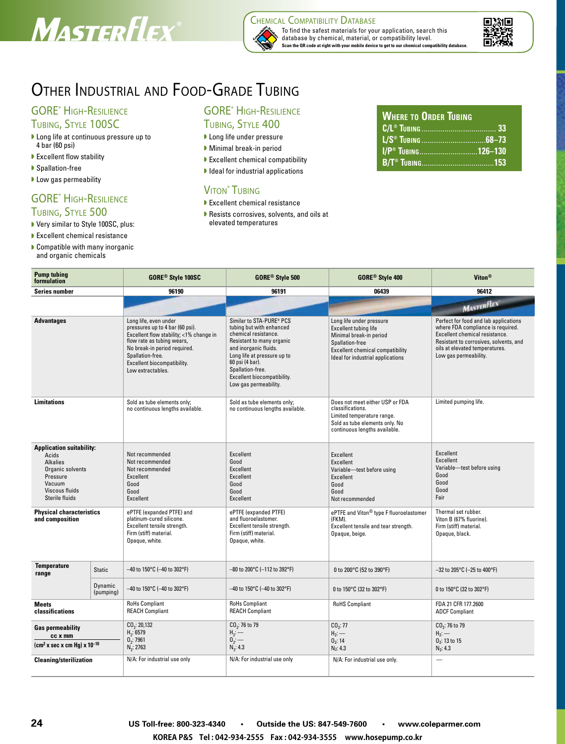Chemical Compatibility Database

To find the safest materials for your application, search this database by chemical, material, or compatibility level.

Scan the QR code at right with your mobile device to get to our chemical compatibility database.

# Other Industrial and Food-Grade Tubing

## GORE® High-Resilience Tubing, Style 100SC

- Long life at continuous pressure up to 4 bar (60 psi)
- Excellent flow stability
- Spallation-free
- Low gas permeability

## GORE® High-Resilience Tubing, Style 500

- Very similar to Style 100SC, plus:
- Excellent chemical resistance
- Compatible with many inorganic and organic chemicals

## GORE® High-Resilience Tubing, Style 400

- Long life under pressure
- Minimal break-in period
- Excellent chemical compatibility
- Ideal for industrial applications

## Viton® Tubing

- Excellent chemical resistance
- Resists corrosives, solvents, and oils at elevated temperatures

## Where to Order Tubing

- C/L® Tubing .... 33
- L/S® Tubing .... 68–73
- I/P® Tubing .... 126–130
- B/T® Tubing .... 153

| Pump tubing formulation | | GORE® Style 100SC | GORE® Style 500 | GORE® Style 400 | Viton® |
|---|---|---|---|---|---|
| Series number | | 96190 | 96191 | 06439 | 96412 |
| Advantages | | Long life, even under pressures up to 4 bar (60 psi). Excellent flow stability; <1% change in flow rate as tubing wears, No break-in period required. Spallation-free. Excellent biocompatibility. Low extractables. | Similar to STA-PURE® PCS tubing but with enhanced chemical resistance. Resistant to many organic and inorganic fluids. Long life at pressure up to 60 psi (4 bar). Spallation-free. Excellent biocompatibility. Low gas permeability. | Long life under pressure. Excellent tubing life. Minimal break-in period. Spallation-free. Excellent chemical compatibility. Ideal for industrial applications | Perfect for food and lab applications where FDA compliance is required. Excellent chemical resistance. Resistant to corrosives, solvents, and oils at elevated temperatures. Low gas permeability. |
| Limitations | | Sold as tube elements only; no continuous lengths available. | Sold as tube elements only; no continuous lengths available. | Does not meet either USP or FDA classifications. Limited temperature range. Sold as tube elements only. No continuous lengths available. | Limited pumping life. |
| Application suitability: Acids | | Not recommended | Excellent | Excellent | Excellent |
| Alkalies | | Not recommended | Good | Excellent | Excellent |
| Organic solvents | | Not recommended | Excellent | Variable—test before using | Variable—test before using |
| Pressure | | Excellent | Excellent | Excellent | Good |
| Vacuum | | Good | Good | Good | Good |
| Viscous fluids | | Good | Good | Good | Good |
| Sterile fluids | | Excellent | Excellent | Not recommended | Fair |
| Physical characteristics and composition | | ePTFE (expanded PTFE) and platinum-cured silicone. Excellent tensile strength. Firm (stiff) material. Opaque, white. | ePTFE (expanded PTFE) and fluoroelastomer. Excellent tensile strength. Firm (stiff) material. Opaque, white. | ePTFE and Viton® type F fluoroelastomer (FKM). Excellent tensile and tear strength. Opaque, beige. | Thermal set rubber. Viton B (67% fluorine). Firm (stiff) material. Opaque, black. |
| Temperature range | Static | –40 to 150°C (–40 to 302°F) | –80 to 200°C (–112 to 392°F) | 0 to 200°C (52 to 390°F) | –32 to 205°C (–25 to 400°F) |
| | Dynamic (pumping) | –40 to 150°C (–40 to 302°F) | –40 to 150°C (–40 to 302°F) | 0 to 150°C (32 to 302°F) | 0 to 150°C (32 to 302°F) |
| Meets classifications | | RoHS Compliant, REACH Compliant | RoHS Compliant, REACH Compliant | RoHS Compliant | FDA 21 CFR 177.2600, ADCF Compliant |
| Gas permeability cc x mm (cm² x sec x cm Hg) x $10^{-10}$ | | $CO_2$: 20,132; $H_2$: 6579; $O_2$: 7961; $N_2$: 2763 | $CO_2$: 76 to 79; $H_2$: —; $O_2$: —; $N_2$: 4.3 | $CO_2$: 77; $H_2$: —; $O_2$: 14; $N_2$: 4.3 | $CO_2$: 76 to 79; $H_2$: —; $O_2$: 13 to 15; $N_2$: 4.3 |
| Cleaning/sterilization | | N/A: For industrial use only | N/A: For industrial use only | N/A: For industrial use only. | — |

US Toll-free: 800-323-4340 • Outside the US: 847-549-7600 • www.coleparmer.com

KOREA P&S Tel : 042-934-2555 Fax : 042-934-3555 www.hosepump.co.kr